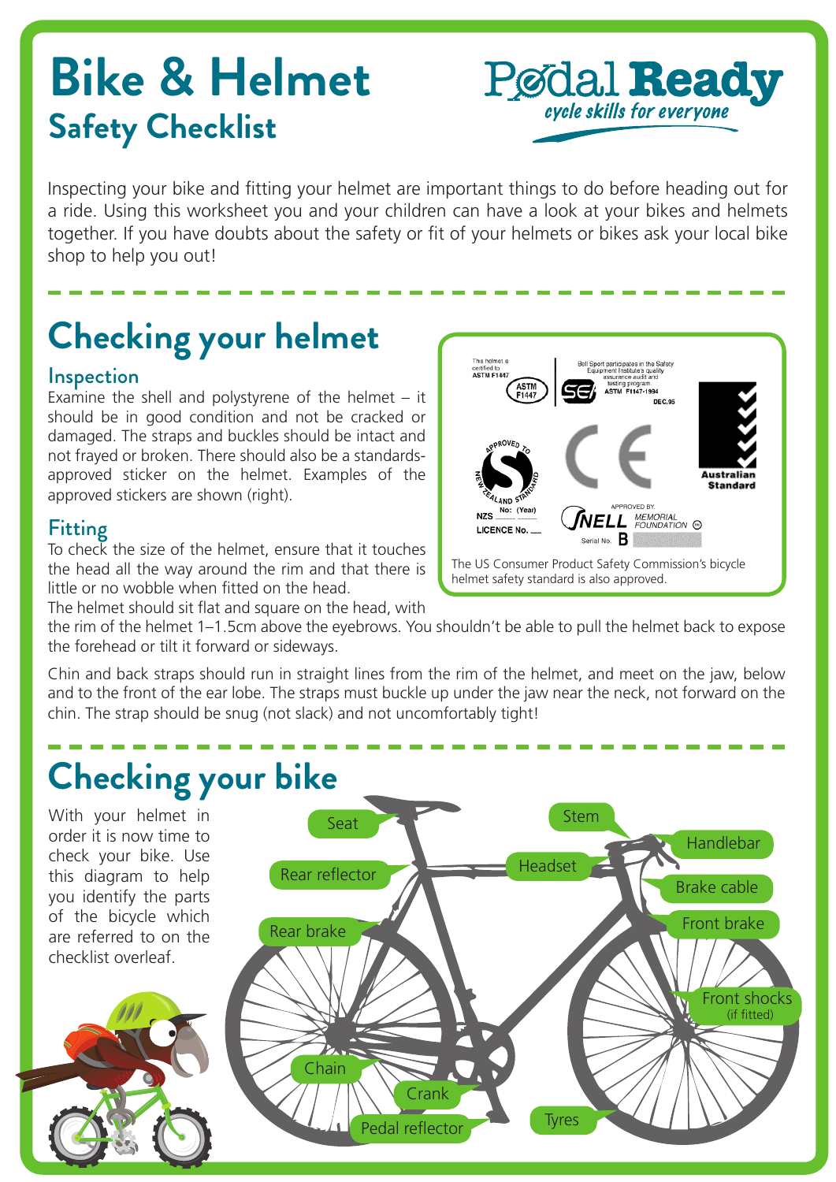# Bike & Helmet

## Safety Checklist

Pedal Ready
*cycle skills for everyone*

Inspecting your bike and fitting your helmet are important things to do before heading out for a ride. Using this worksheet you and your children can have a look at your bikes and helmets together. If you have doubts about the safety or fit of your helmets or bikes ask your local bike shop to help you out!

## Checking your helmet

### Inspection

Examine the shell and polystyrene of the helmet – it should be in good condition and not be cracked or damaged. The straps and buckles should be intact and not frayed or broken. There should also be a standards-approved sticker on the helmet. Examples of the approved stickers are shown (right).

The US Consumer Product Safety Commission's bicycle helmet safety standard is also approved.

### Fitting

To check the size of the helmet, ensure that it touches the head all the way around the rim and that there is little or no wobble when fitted on the head.

The helmet should sit flat and square on the head, with the rim of the helmet 1–1.5cm above the eyebrows. You shouldn't be able to pull the helmet back to expose the forehead or tilt it forward or sideways.

Chin and back straps should run in straight lines from the rim of the helmet, and meet on the jaw, below and to the front of the ear lobe. The straps must buckle up under the jaw near the neck, not forward on the chin. The strap should be snug (not slack) and not uncomfortably tight!

## Checking your bike

With your helmet in order it is now time to check your bike. Use this diagram to help you identify the parts of the bicycle which are referred to on the checklist overleaf.

- Seat
- Rear reflector
- Rear brake
- Chain
- Crank
- Pedal reflector
- Tyres
- Stem
- Handlebar
- Headset
- Brake cable
- Front brake
- Front shocks (if fitted)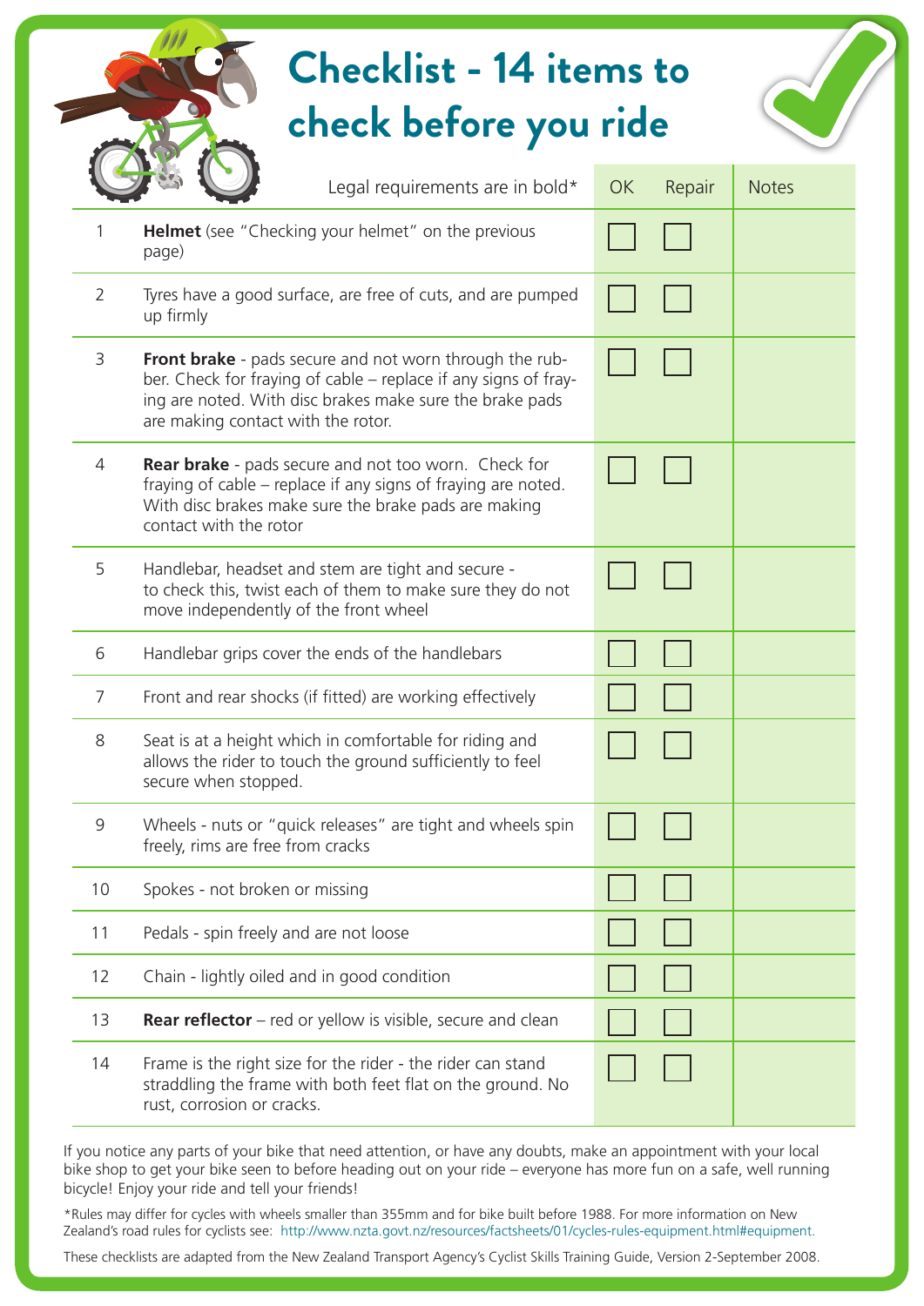# Checklist - 14 items to check before you ride

| # | Legal requirements are in bold* | OK | Repair | Notes |
|---|---|---|---|---|
| 1 | **Helmet** (see "Checking your helmet" on the previous page) | ☐ | ☐ | |
| 2 | Tyres have a good surface, are free of cuts, and are pumped up firmly | ☐ | ☐ | |
| 3 | **Front brake** - pads secure and not worn through the rubber. Check for fraying of cable – replace if any signs of fraying are noted. With disc brakes make sure the brake pads are making contact with the rotor. | ☐ | ☐ | |
| 4 | **Rear brake** - pads secure and not too worn. Check for fraying of cable – replace if any signs of fraying are noted. With disc brakes make sure the brake pads are making contact with the rotor | ☐ | ☐ | |
| 5 | Handlebar, headset and stem are tight and secure - to check this, twist each of them to make sure they do not move independently of the front wheel | ☐ | ☐ | |
| 6 | Handlebar grips cover the ends of the handlebars | ☐ | ☐ | |
| 7 | Front and rear shocks (if fitted) are working effectively | ☐ | ☐ | |
| 8 | Seat is at a height which in comfortable for riding and allows the rider to touch the ground sufficiently to feel secure when stopped. | ☐ | ☐ | |
| 9 | Wheels - nuts or "quick releases" are tight and wheels spin freely, rims are free from cracks | ☐ | ☐ | |
| 10 | Spokes - not broken or missing | ☐ | ☐ | |
| 11 | Pedals - spin freely and are not loose | ☐ | ☐ | |
| 12 | Chain - lightly oiled and in good condition | ☐ | ☐ | |
| 13 | **Rear reflector** – red or yellow is visible, secure and clean | ☐ | ☐ | |
| 14 | Frame is the right size for the rider - the rider can stand straddling the frame with both feet flat on the ground. No rust, corrosion or cracks. | ☐ | ☐ | |

If you notice any parts of your bike that need attention, or have any doubts, make an appointment with your local bike shop to get your bike seen to before heading out on your ride – everyone has more fun on a safe, well running bicycle! Enjoy your ride and tell your friends!

*Rules may differ for cycles with wheels smaller than 355mm and for bike built before 1988. For more information on New Zealand's road rules for cyclists see: http://www.nzta.govt.nz/resources/factsheets/01/cycles-rules-equipment.html#equipment.

These checklists are adapted from the New Zealand Transport Agency's Cyclist Skills Training Guide, Version 2-September 2008.